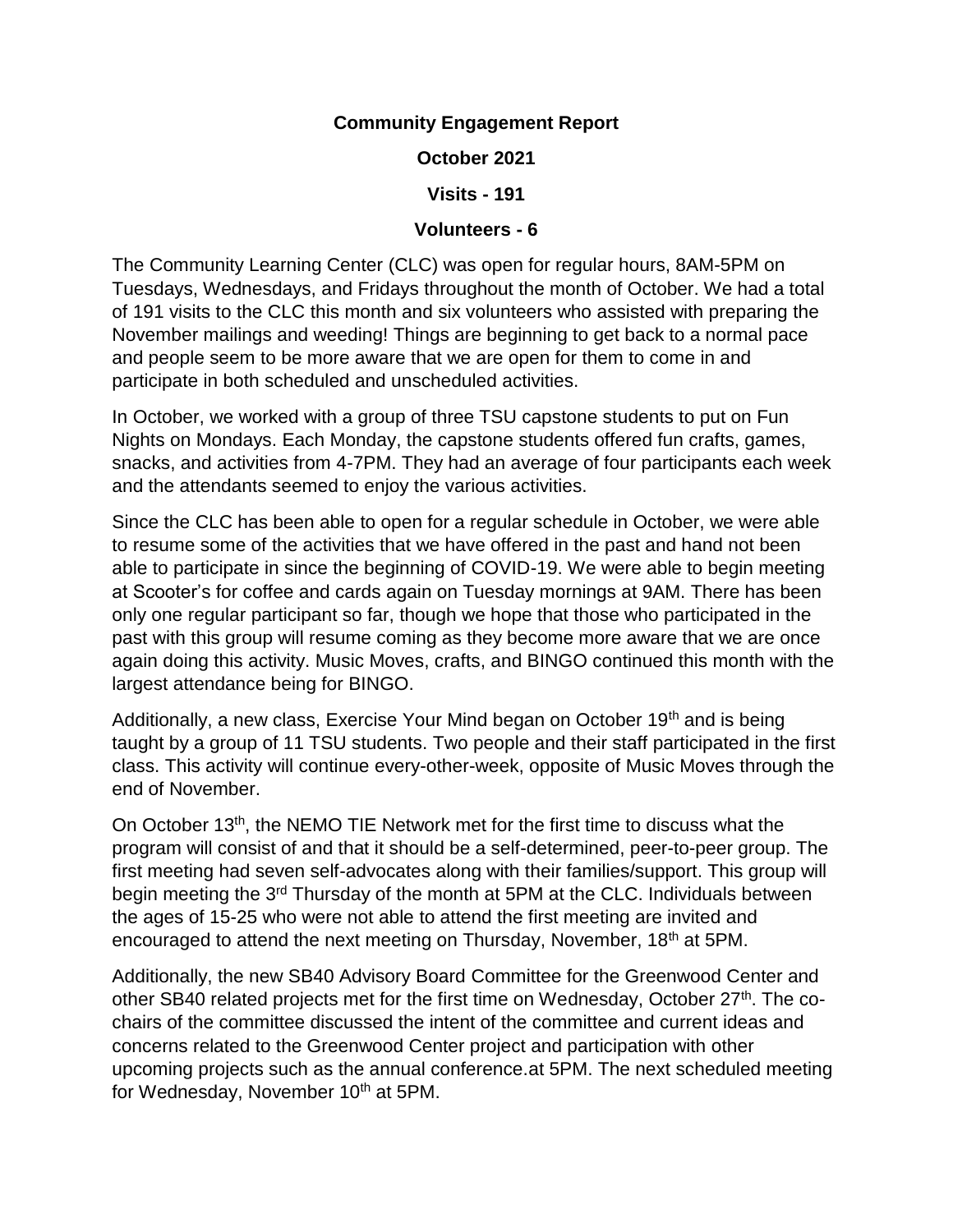**Community Engagement Report**

**October 2021**

**Visits - 191**

**Volunteers - 6**

The Community Learning Center (CLC) was open for regular hours, 8AM-5PM on Tuesdays, Wednesdays, and Fridays throughout the month of October. We had a total of 191 visits to the CLC this month and six volunteers who assisted with preparing the November mailings and weeding! Things are beginning to get back to a normal pace and people seem to be more aware that we are open for them to come in and participate in both scheduled and unscheduled activities.

In October, we worked with a group of three TSU capstone students to put on Fun Nights on Mondays. Each Monday, the capstone students offered fun crafts, games, snacks, and activities from 4-7PM. They had an average of four participants each week and the attendants seemed to enjoy the various activities.

Since the CLC has been able to open for a regular schedule in October, we were able to resume some of the activities that we have offered in the past and hand not been able to participate in since the beginning of COVID-19. We were able to begin meeting at Scooter's for coffee and cards again on Tuesday mornings at 9AM. There has been only one regular participant so far, though we hope that those who participated in the past with this group will resume coming as they become more aware that we are once again doing this activity. Music Moves, crafts, and BINGO continued this month with the largest attendance being for BINGO.

Additionally, a new class, Exercise Your Mind began on October 19th and is being taught by a group of 11 TSU students. Two people and their staff participated in the first class. This activity will continue every-other-week, opposite of Music Moves through the end of November.

On October 13th, the NEMO TIE Network met for the first time to discuss what the program will consist of and that it should be a self-determined, peer-to-peer group. The first meeting had seven self-advocates along with their families/support. This group will begin meeting the 3rd Thursday of the month at 5PM at the CLC. Individuals between the ages of 15-25 who were not able to attend the first meeting are invited and encouraged to attend the next meeting on Thursday, November, 18th at 5PM.

Additionally, the new SB40 Advisory Board Committee for the Greenwood Center and other SB40 related projects met for the first time on Wednesday, October 27th. The co-chairs of the committee discussed the intent of the committee and current ideas and concerns related to the Greenwood Center project and participation with other upcoming projects such as the annual conference.at 5PM. The next scheduled meeting for Wednesday, November 10th at 5PM.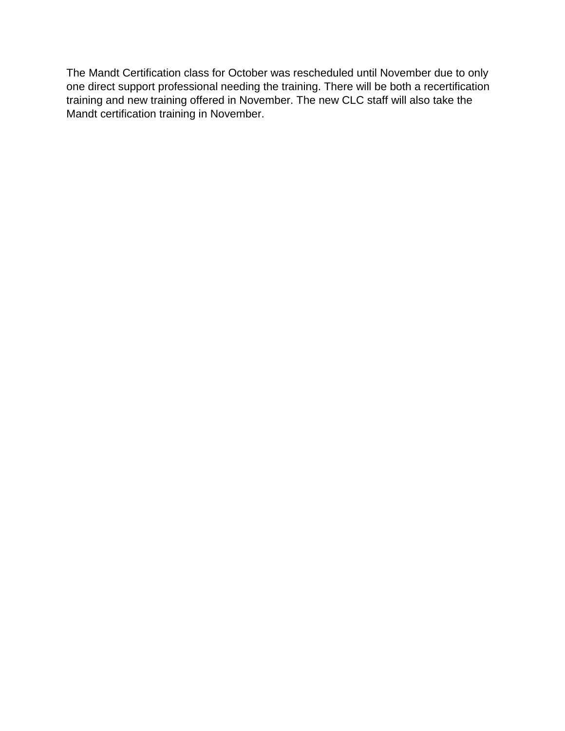The Mandt Certification class for October was rescheduled until November due to only one direct support professional needing the training. There will be both a recertification training and new training offered in November. The new CLC staff will also take the Mandt certification training in November.